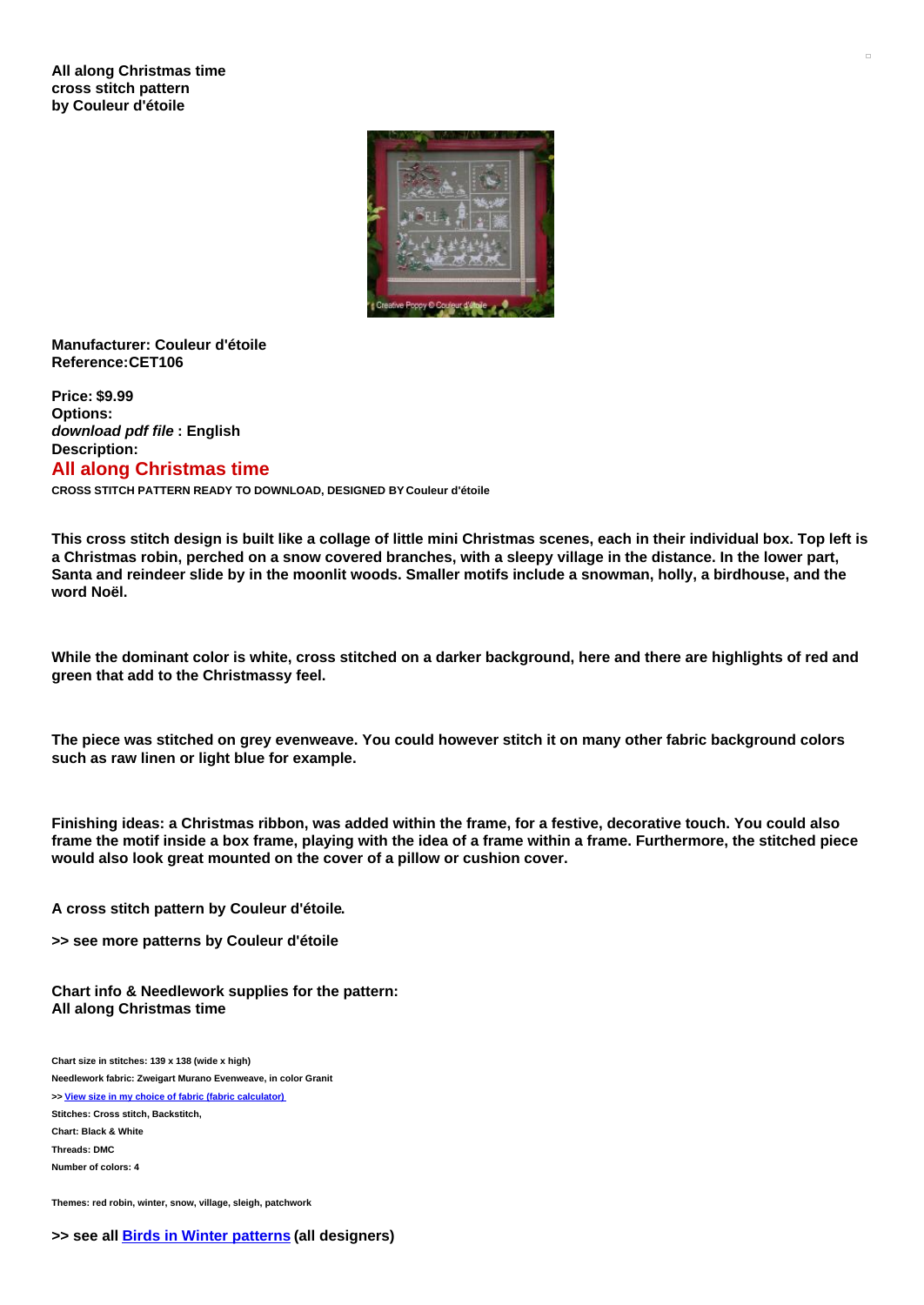**All along Christmas time cross stitch pattern by Couleur d'étoile**

**Manufacturer: Couleur d'étoile**
**Reference:CET106**

**Price: $9.99**
**Options:**
***download pdf file* : English**
**Description:**

## All along Christmas time

**CROSS STITCH PATTERN READY TO DOWNLOAD, DESIGNED BY Couleur d'étoile**

**This cross stitch design is built like a collage of little mini Christmas scenes, each in their individual box. Top left is a Christmas robin, perched on a snow covered branches, with a sleepy village in the distance. In the lower part, Santa and reindeer slide by in the moonlit woods. Smaller motifs include a snowman, holly, a birdhouse, and the word Noël.**

**While the dominant color is white, cross stitched on a darker background, here and there are highlights of red and green that add to the Christmassy feel.**

**The piece was stitched on grey evenweave. You could however stitch it on many other fabric background colors such as raw linen or light blue for example.**

**Finishing ideas: a Christmas ribbon, was added within the frame, for a festive, decorative touch. You could also frame the motif inside a box frame, playing with the idea of a frame within a frame. Furthermore, the stitched piece would also look great mounted on the cover of a pillow or cushion cover.**

**A cross stitch pattern by Couleur d'étoile.**

**>> see more patterns by Couleur d'étoile**

**Chart info & Needlework supplies for the pattern: All along Christmas time**

**Chart size in stitches: 139 x 138 (wide x high)**
**Needlework fabric: Zweigart Murano Evenweave, in color Granit**
**>> View size in my choice of fabric (fabric calculator)**
**Stitches: Cross stitch, Backstitch,**
**Chart: Black & White**
**Threads: DMC**
**Number of colors: 4**

**Themes: red robin, winter, snow, village, sleigh, patchwork**

**>> see all Birds in Winter patterns (all designers)**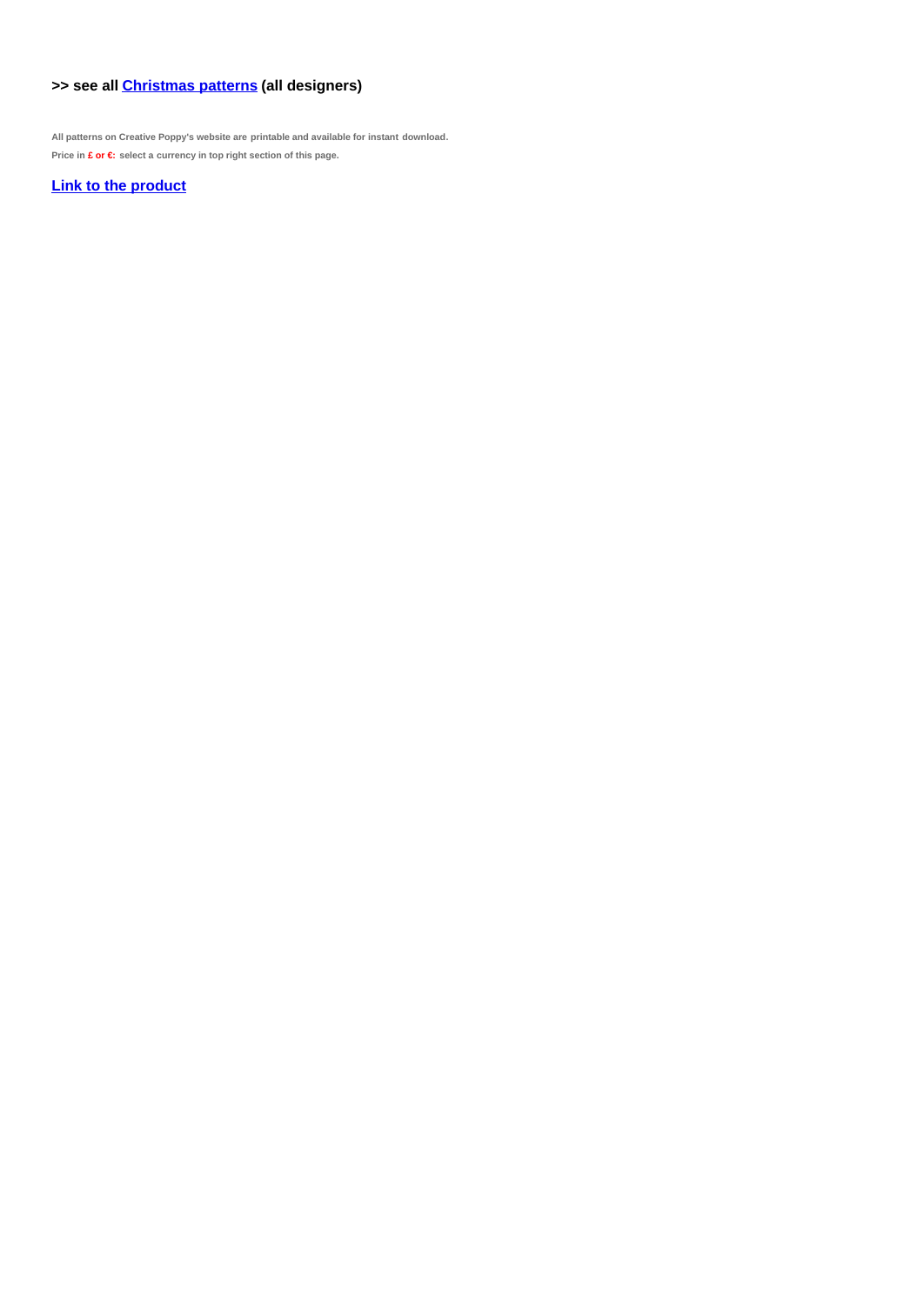**>> see all [Christmas patterns] (all designers)**

All patterns on Creative Poppy's website are printable and available for instant download.

Price in **£ or €:** select a currency in top right section of this page.

**[Link to the product]**